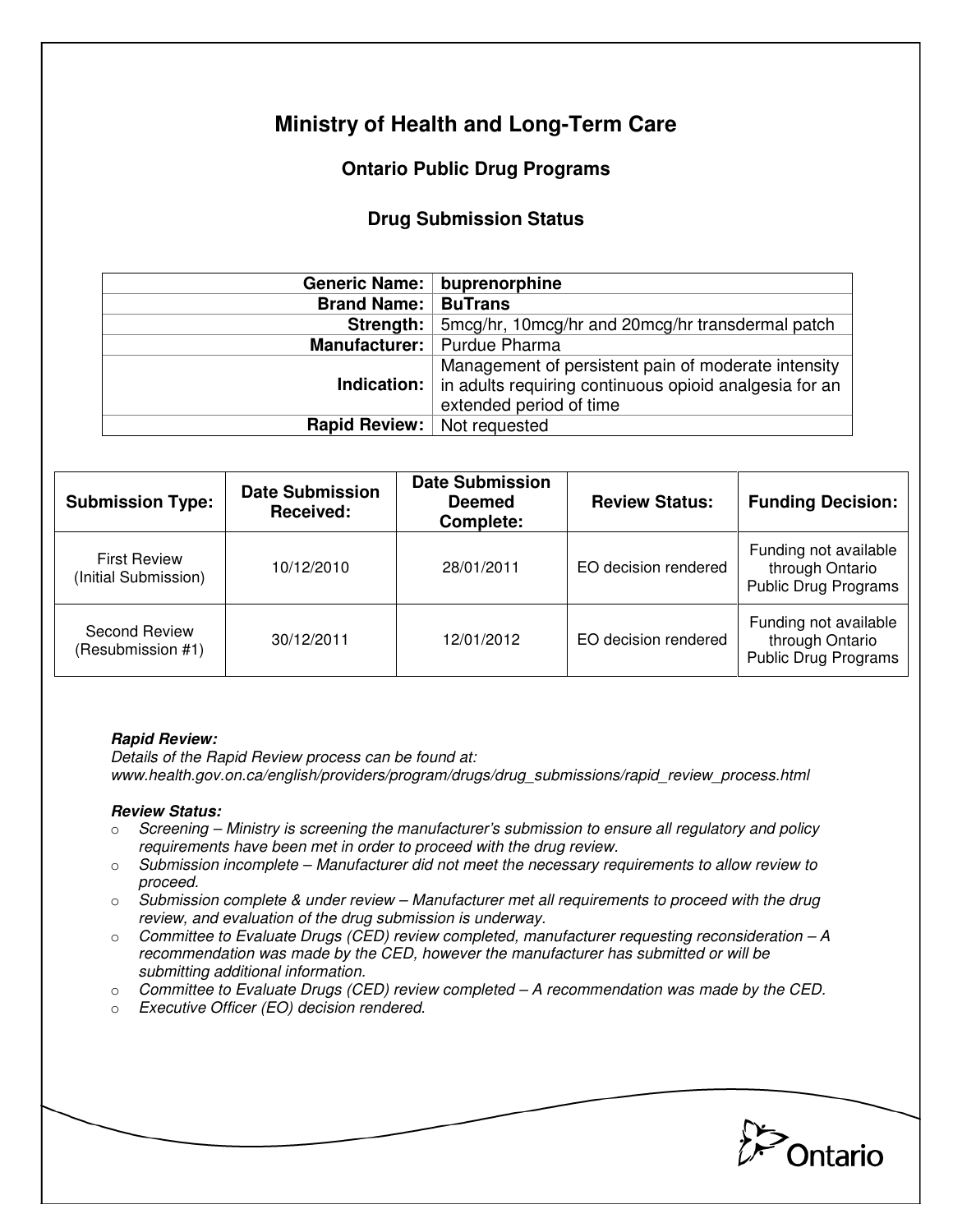# Ministry of Health and Long-Term Care

## Ontario Public Drug Programs

### Drug Submission Status

| | |
|---|---|
| **Generic Name:** | **buprenorphine** |
| **Brand Name:** | **BuTrans** |
| **Strength:** | 5mcg/hr, 10mcg/hr and 20mcg/hr transdermal patch |
| **Manufacturer:** | Purdue Pharma |
| **Indication:** | Management of persistent pain of moderate intensity in adults requiring continuous opioid analgesia for an extended period of time |
| **Rapid Review:** | Not requested |

| Submission Type: | Date Submission Received: | Date Submission Deemed Complete: | Review Status: | Funding Decision: |
|---|---|---|---|---|
| First Review (Initial Submission) | 10/12/2010 | 28/01/2011 | EO decision rendered | Funding not available through Ontario Public Drug Programs |
| Second Review (Resubmission #1) | 30/12/2011 | 12/01/2012 | EO decision rendered | Funding not available through Ontario Public Drug Programs |

***Rapid Review:***
*Details of the Rapid Review process can be found at:*
*www.health.gov.on.ca/english/providers/program/drugs/drug_submissions/rapid_review_process.html*

***Review Status:***

- *Screening – Ministry is screening the manufacturer's submission to ensure all regulatory and policy requirements have been met in order to proceed with the drug review.*
- *Submission incomplete – Manufacturer did not meet the necessary requirements to allow review to proceed.*
- *Submission complete & under review – Manufacturer met all requirements to proceed with the drug review, and evaluation of the drug submission is underway.*
- *Committee to Evaluate Drugs (CED) review completed, manufacturer requesting reconsideration – A recommendation was made by the CED, however the manufacturer has submitted or will be submitting additional information.*
- *Committee to Evaluate Drugs (CED) review completed – A recommendation was made by the CED.*
- *Executive Officer (EO) decision rendered.*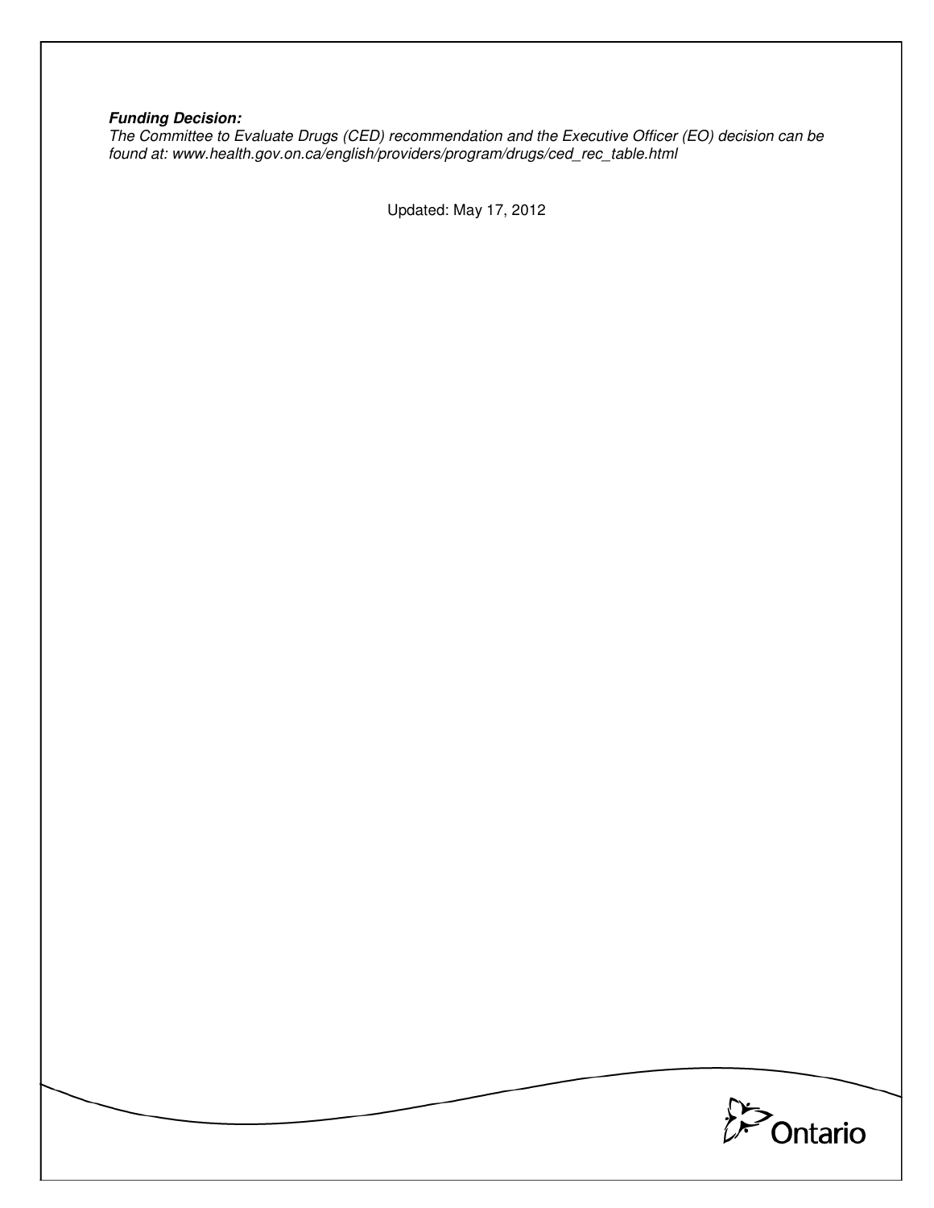***Funding Decision:***
*The Committee to Evaluate Drugs (CED) recommendation and the Executive Officer (EO) decision can be found at: www.health.gov.on.ca/english/providers/program/drugs/ced_rec_table.html*

Updated: May 17, 2012